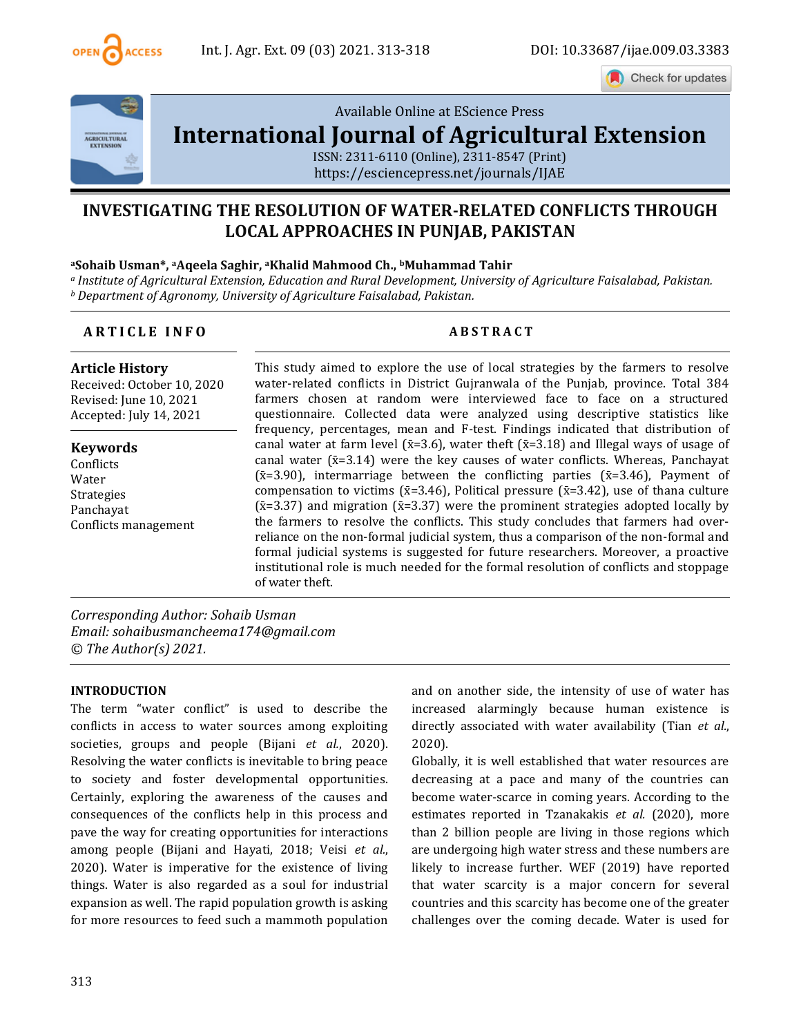Available Online at EScience Press

# International Journal of Agricultural Extension

ISSN: 2311-6110 (Online), 2311-8547 (Print)
https://esciencepress.net/journals/IJAE

# INVESTIGATING THE RESOLUTION OF WATER-RELATED CONFLICTS THROUGH LOCAL APPROACHES IN PUNJAB, PAKISTAN

[a]**Sohaib Usman***, [a]**Aqeela Saghir**, [a]**Khalid Mahmood Ch.**, [b]**Muhammad Tahir**

[a] *Institute of Agricultural Extension, Education and Rural Development, University of Agriculture Faisalabad, Pakistan.*
[b] *Department of Agronomy, University of Agriculture Faisalabad, Pakistan.*

## ARTICLE INFO

**Article History**
Received: October 10, 2020
Revised: June 10, 2021
Accepted: July 14, 2021

**Keywords**
Conflicts
Water
Strategies
Panchayat
Conflicts management

## ABSTRACT

This study aimed to explore the use of local strategies by the farmers to resolve water-related conflicts in District Gujranwala of the Punjab, province. Total 384 farmers chosen at random were interviewed face to face on a structured questionnaire. Collected data were analyzed using descriptive statistics like frequency, percentages, mean and F-test. Findings indicated that distribution of canal water at farm level ($\bar{x}$=3.6), water theft ($\bar{x}$=3.18) and Illegal ways of usage of canal water ($\bar{x}$=3.14) were the key causes of water conflicts. Whereas, Panchayat ($\bar{x}$=3.90), intermarriage between the conflicting parties ($\bar{x}$=3.46), Payment of compensation to victims ($\bar{x}$=3.46), Political pressure ($\bar{x}$=3.42), use of thana culture ($\bar{x}$=3.37) and migration ($\bar{x}$=3.37) were the prominent strategies adopted locally by the farmers to resolve the conflicts. This study concludes that farmers had over-reliance on the non-formal judicial system, thus a comparison of the non-formal and formal judicial systems is suggested for future researchers. Moreover, a proactive institutional role is much needed for the formal resolution of conflicts and stoppage of water theft.

*Corresponding Author: Sohaib Usman*
*Email: sohaibusmancheema174@gmail.com*
*© The Author(s) 2021.*

## INTRODUCTION

The term "water conflict" is used to describe the conflicts in access to water sources among exploiting societies, groups and people (Bijani *et al.*, 2020). Resolving the water conflicts is inevitable to bring peace to society and foster developmental opportunities. Certainly, exploring the awareness of the causes and consequences of the conflicts help in this process and pave the way for creating opportunities for interactions among people (Bijani and Hayati, 2018; Veisi *et al.*, 2020). Water is imperative for the existence of living things. Water is also regarded as a soul for industrial expansion as well. The rapid population growth is asking for more resources to feed such a mammoth population and on another side, the intensity of use of water has increased alarmingly because human existence is directly associated with water availability (Tian *et al.*, 2020).

Globally, it is well established that water resources are decreasing at a pace and many of the countries can become water-scarce in coming years. According to the estimates reported in Tzanakakis *et al.* (2020), more than 2 billion people are living in those regions which are undergoing high water stress and these numbers are likely to increase further. WEF (2019) have reported that water scarcity is a major concern for several countries and this scarcity has become one of the greater challenges over the coming decade. Water is used for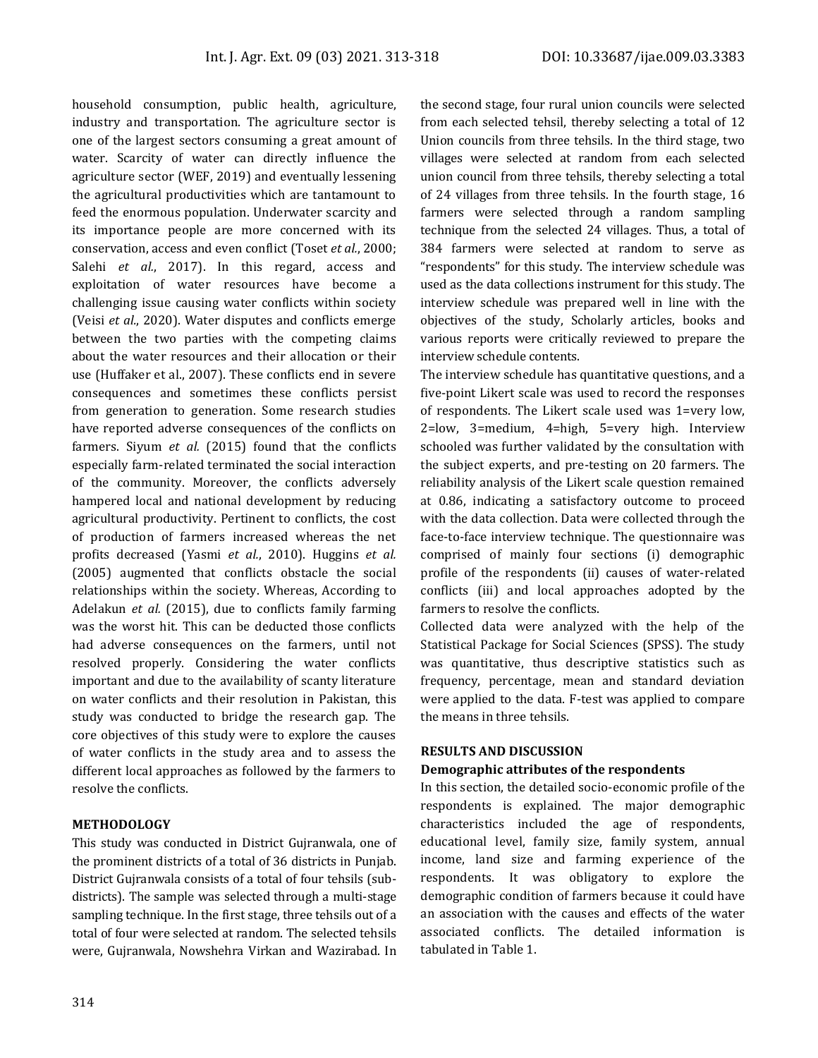household consumption, public health, agriculture, industry and transportation. The agriculture sector is one of the largest sectors consuming a great amount of water. Scarcity of water can directly influence the agriculture sector (WEF, 2019) and eventually lessening the agricultural productivities which are tantamount to feed the enormous population. Underwater scarcity and its importance people are more concerned with its conservation, access and even conflict (Toset *et al.*, 2000; Salehi *et al.*, 2017). In this regard, access and exploitation of water resources have become a challenging issue causing water conflicts within society (Veisi *et al.*, 2020). Water disputes and conflicts emerge between the two parties with the competing claims about the water resources and their allocation or their use (Huffaker et al., 2007). These conflicts end in severe consequences and sometimes these conflicts persist from generation to generation. Some research studies have reported adverse consequences of the conflicts on farmers. Siyum *et al.* (2015) found that the conflicts especially farm-related terminated the social interaction of the community. Moreover, the conflicts adversely hampered local and national development by reducing agricultural productivity. Pertinent to conflicts, the cost of production of farmers increased whereas the net profits decreased (Yasmi *et al.*, 2010). Huggins *et al.* (2005) augmented that conflicts obstacle the social relationships within the society. Whereas, According to Adelakun *et al.* (2015), due to conflicts family farming was the worst hit. This can be deducted those conflicts had adverse consequences on the farmers, until not resolved properly. Considering the water conflicts important and due to the availability of scanty literature on water conflicts and their resolution in Pakistan, this study was conducted to bridge the research gap. The core objectives of this study were to explore the causes of water conflicts in the study area and to assess the different local approaches as followed by the farmers to resolve the conflicts.

## METHODOLOGY

This study was conducted in District Gujranwala, one of the prominent districts of a total of 36 districts in Punjab. District Gujranwala consists of a total of four tehsils (sub-districts). The sample was selected through a multi-stage sampling technique. In the first stage, three tehsils out of a total of four were selected at random. The selected tehsils were, Gujranwala, Nowshehra Virkan and Wazirabad. In the second stage, four rural union councils were selected from each selected tehsil, thereby selecting a total of 12 Union councils from three tehsils. In the third stage, two villages were selected at random from each selected union council from three tehsils, thereby selecting a total of 24 villages from three tehsils. In the fourth stage, 16 farmers were selected through a random sampling technique from the selected 24 villages. Thus, a total of 384 farmers were selected at random to serve as "respondents" for this study. The interview schedule was used as the data collections instrument for this study. The interview schedule was prepared well in line with the objectives of the study, Scholarly articles, books and various reports were critically reviewed to prepare the interview schedule contents.

The interview schedule has quantitative questions, and a five-point Likert scale was used to record the responses of respondents. The Likert scale used was 1=very low, 2=low, 3=medium, 4=high, 5=very high. Interview schooled was further validated by the consultation with the subject experts, and pre-testing on 20 farmers. The reliability analysis of the Likert scale question remained at 0.86, indicating a satisfactory outcome to proceed with the data collection. Data were collected through the face-to-face interview technique. The questionnaire was comprised of mainly four sections (i) demographic profile of the respondents (ii) causes of water-related conflicts (iii) and local approaches adopted by the farmers to resolve the conflicts.

Collected data were analyzed with the help of the Statistical Package for Social Sciences (SPSS). The study was quantitative, thus descriptive statistics such as frequency, percentage, mean and standard deviation were applied to the data. F-test was applied to compare the means in three tehsils.

## RESULTS AND DISCUSSION

### Demographic attributes of the respondents

In this section, the detailed socio-economic profile of the respondents is explained. The major demographic characteristics included the age of respondents, educational level, family size, family system, annual income, land size and farming experience of the respondents. It was obligatory to explore the demographic condition of farmers because it could have an association with the causes and effects of the water associated conflicts. The detailed information is tabulated in Table 1.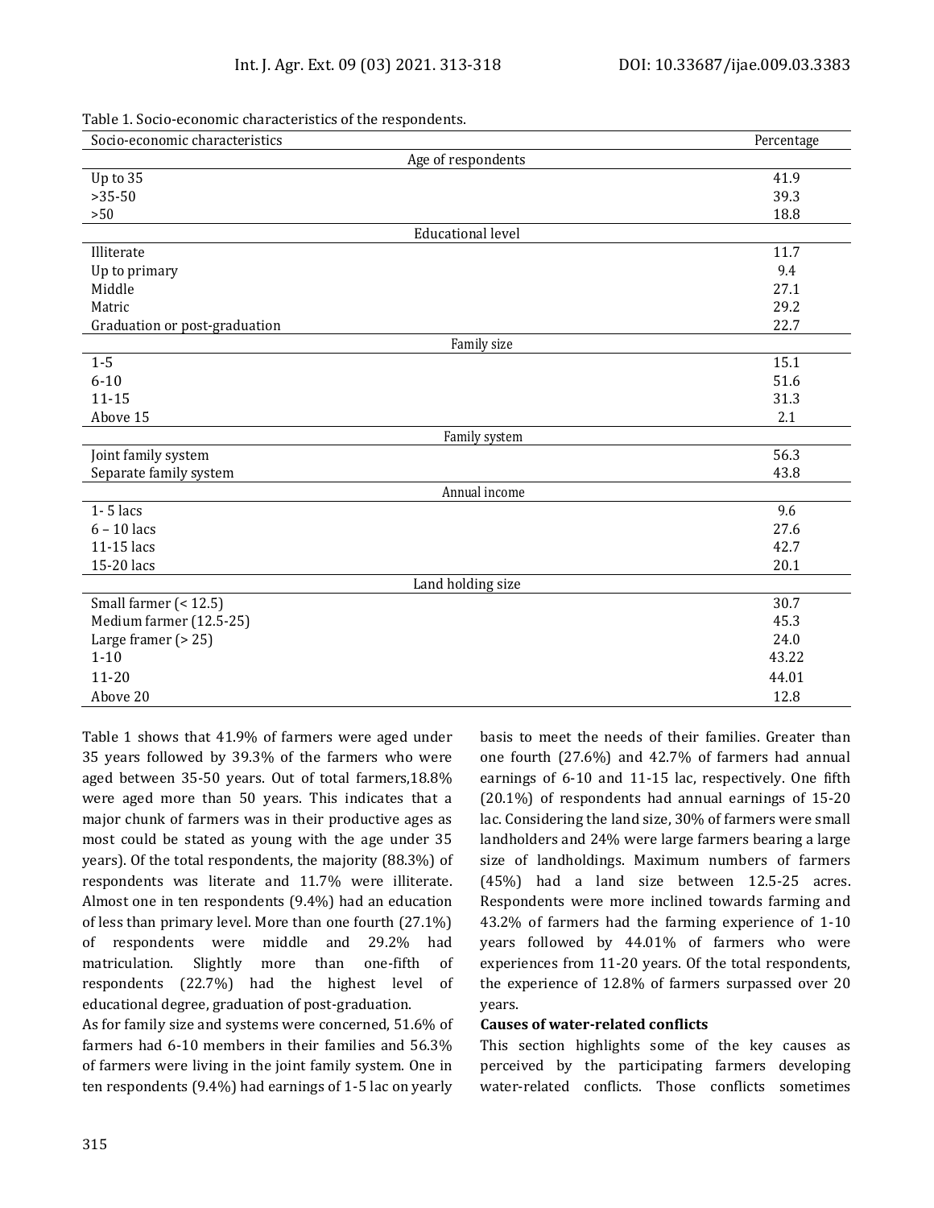Table 1. Socio-economic characteristics of the respondents.

| Socio-economic characteristics | Percentage |
|---|---|
| **Age of respondents** | |
| Up to 35 | 41.9 |
| >35-50 | 39.3 |
| >50 | 18.8 |
| **Educational level** | |
| Illiterate | 11.7 |
| Up to primary | 9.4 |
| Middle | 27.1 |
| Matric | 29.2 |
| Graduation or post-graduation | 22.7 |
| **Family size** | |
| 1-5 | 15.1 |
| 6-10 | 51.6 |
| 11-15 | 31.3 |
| Above 15 | 2.1 |
| **Family system** | |
| Joint family system | 56.3 |
| Separate family system | 43.8 |
| **Annual income** | |
| 1- 5 lacs | 9.6 |
| 6 – 10 lacs | 27.6 |
| 11-15 lacs | 42.7 |
| 15-20 lacs | 20.1 |
| **Land holding size** | |
| Small farmer (< 12.5) | 30.7 |
| Medium farmer (12.5-25) | 45.3 |
| Large framer (> 25) | 24.0 |
| 1-10 | 43.22 |
| 11-20 | 44.01 |
| Above 20 | 12.8 |

Table 1 shows that 41.9% of farmers were aged under 35 years followed by 39.3% of the farmers who were aged between 35-50 years. Out of total farmers,18.8% were aged more than 50 years. This indicates that a major chunk of farmers was in their productive ages as most could be stated as young with the age under 35 years). Of the total respondents, the majority (88.3%) of respondents was literate and 11.7% were illiterate. Almost one in ten respondents (9.4%) had an education of less than primary level. More than one fourth (27.1%) of respondents were middle and 29.2% had matriculation. Slightly more than one-fifth of respondents (22.7%) had the highest level of educational degree, graduation of post-graduation.

As for family size and systems were concerned, 51.6% of farmers had 6-10 members in their families and 56.3% of farmers were living in the joint family system. One in ten respondents (9.4%) had earnings of 1-5 lac on yearly basis to meet the needs of their families. Greater than one fourth (27.6%) and 42.7% of farmers had annual earnings of 6-10 and 11-15 lac, respectively. One fifth (20.1%) of respondents had annual earnings of 15-20 lac. Considering the land size, 30% of farmers were small landholders and 24% were large farmers bearing a large size of landholdings. Maximum numbers of farmers (45%) had a land size between 12.5-25 acres. Respondents were more inclined towards farming and 43.2% of farmers had the farming experience of 1-10 years followed by 44.01% of farmers who were experiences from 11-20 years. Of the total respondents, the experience of 12.8% of farmers surpassed over 20 years.

**Causes of water-related conflicts**

This section highlights some of the key causes as perceived by the participating farmers developing water-related conflicts. Those conflicts sometimes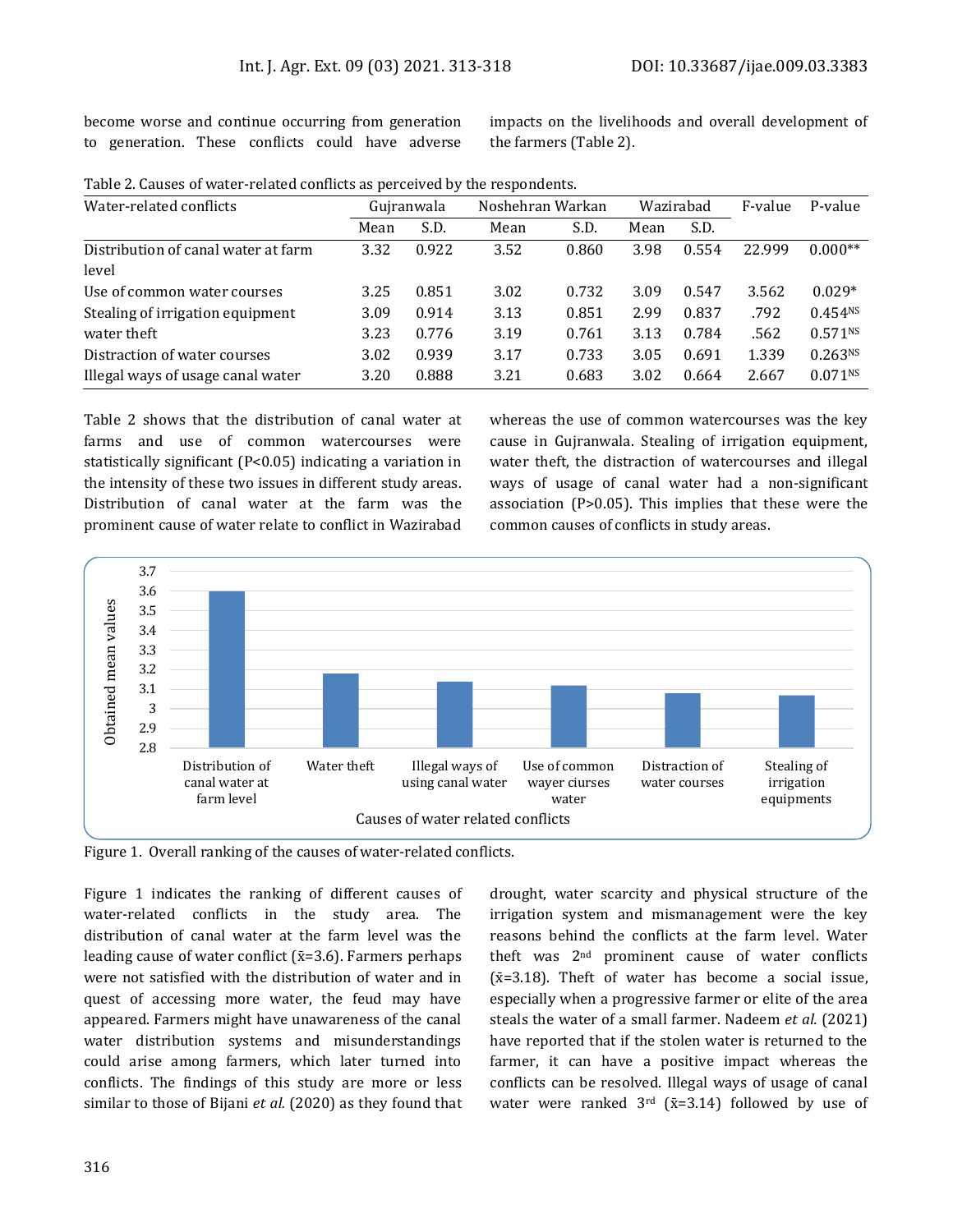become worse and continue occurring from generation to generation. These conflicts could have adverse impacts on the livelihoods and overall development of the farmers (Table 2).

Table 2. Causes of water-related conflicts as perceived by the respondents.

| Water-related conflicts | Gujranwala | | Noshehran Warkan | | Wazirabad | | F-value | P-value |
|---|---|---|---|---|---|---|---|---|
| | Mean | S.D. | Mean | S.D. | Mean | S.D. | | |
| Distribution of canal water at farm level | 3.32 | 0.922 | 3.52 | 0.860 | 3.98 | 0.554 | 22.999 | 0.000** |
| Use of common water courses | 3.25 | 0.851 | 3.02 | 0.732 | 3.09 | 0.547 | 3.562 | 0.029* |
| Stealing of irrigation equipment | 3.09 | 0.914 | 3.13 | 0.851 | 2.99 | 0.837 | .792 | 0.454$^{NS}$ |
| water theft | 3.23 | 0.776 | 3.19 | 0.761 | 3.13 | 0.784 | .562 | 0.571$^{NS}$ |
| Distraction of water courses | 3.02 | 0.939 | 3.17 | 0.733 | 3.05 | 0.691 | 1.339 | 0.263$^{NS}$ |
| Illegal ways of usage canal water | 3.20 | 0.888 | 3.21 | 0.683 | 3.02 | 0.664 | 2.667 | 0.071$^{NS}$ |

Table 2 shows that the distribution of canal water at farms and use of common watercourses were statistically significant ($P<0.05$) indicating a variation in the intensity of these two issues in different study areas. Distribution of canal water at the farm was the prominent cause of water relate to conflict in Wazirabad whereas the use of common watercourses was the key cause in Gujranwala. Stealing of irrigation equipment, water theft, the distraction of watercourses and illegal ways of usage of canal water had a non-significant association ($P>0.05$). This implies that these were the common causes of conflicts in study areas.

Figure 1. Overall ranking of the causes of water-related conflicts.

Figure 1 indicates the ranking of different causes of water-related conflicts in the study area. The distribution of canal water at the farm level was the leading cause of water conflict ($\bar{x}=3.6$). Farmers perhaps were not satisfied with the distribution of water and in quest of accessing more water, the feud may have appeared. Farmers might have unawareness of the canal water distribution systems and misunderstandings could arise among farmers, which later turned into conflicts. The findings of this study are more or less similar to those of Bijani *et al.* (2020) as they found that drought, water scarcity and physical structure of the irrigation system and mismanagement were the key reasons behind the conflicts at the farm level. Water theft was 2nd prominent cause of water conflicts ($\bar{x}=3.18$). Theft of water has become a social issue, especially when a progressive farmer or elite of the area steals the water of a small farmer. Nadeem *et al.* (2021) have reported that if the stolen water is returned to the farmer, it can have a positive impact whereas the conflicts can be resolved. Illegal ways of usage of canal water were ranked 3rd ($\bar{x}=3.14$) followed by use of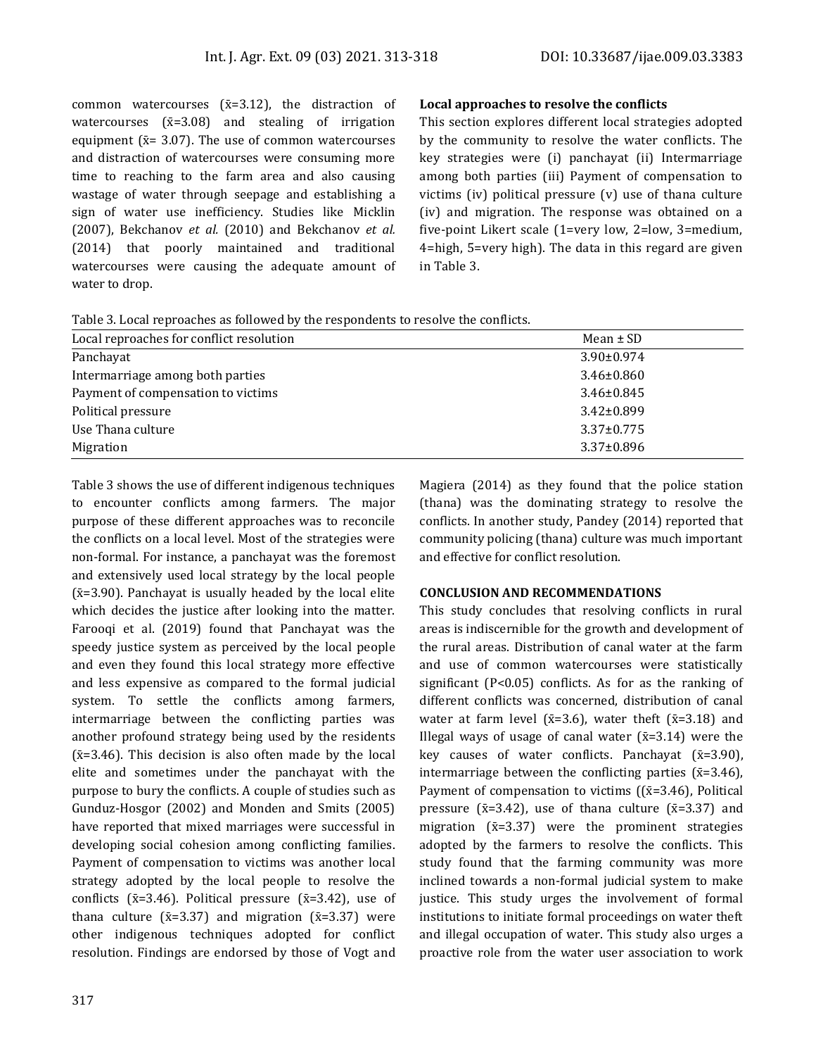common watercourses ($\bar{x}$=3.12), the distraction of watercourses ($\bar{x}$=3.08) and stealing of irrigation equipment ($\bar{x}$= 3.07). The use of common watercourses and distraction of watercourses were consuming more time to reaching to the farm area and also causing wastage of water through seepage and establishing a sign of water use inefficiency. Studies like Micklin (2007), Bekchanov *et al.* (2010) and Bekchanov *et al.* (2014) that poorly maintained and traditional watercourses were causing the adequate amount of water to drop.

**Local approaches to resolve the conflicts**

This section explores different local strategies adopted by the community to resolve the water conflicts. The key strategies were (i) panchayat (ii) Intermarriage among both parties (iii) Payment of compensation to victims (iv) political pressure (v) use of thana culture (iv) and migration. The response was obtained on a five-point Likert scale (1=very low, 2=low, 3=medium, 4=high, 5=very high). The data in this regard are given in Table 3.

Table 3. Local reproaches as followed by the respondents to resolve the conflicts.

| Local reproaches for conflict resolution | Mean ± SD |
|---|---|
| Panchayat | 3.90±0.974 |
| Intermarriage among both parties | 3.46±0.860 |
| Payment of compensation to victims | 3.46±0.845 |
| Political pressure | 3.42±0.899 |
| Use Thana culture | 3.37±0.775 |
| Migration | 3.37±0.896 |

Table 3 shows the use of different indigenous techniques to encounter conflicts among farmers. The major purpose of these different approaches was to reconcile the conflicts on a local level. Most of the strategies were non-formal. For instance, a panchayat was the foremost and extensively used local strategy by the local people ($\bar{x}$=3.90). Panchayat is usually headed by the local elite which decides the justice after looking into the matter. Farooqi et al. (2019) found that Panchayat was the speedy justice system as perceived by the local people and even they found this local strategy more effective and less expensive as compared to the formal judicial system. To settle the conflicts among farmers, intermarriage between the conflicting parties was another profound strategy being used by the residents ($\bar{x}$=3.46). This decision is also often made by the local elite and sometimes under the panchayat with the purpose to bury the conflicts. A couple of studies such as Gunduz-Hosgor (2002) and Monden and Smits (2005) have reported that mixed marriages were successful in developing social cohesion among conflicting families. Payment of compensation to victims was another local strategy adopted by the local people to resolve the conflicts ($\bar{x}$=3.46). Political pressure ($\bar{x}$=3.42), use of thana culture ($\bar{x}$=3.37) and migration ($\bar{x}$=3.37) were other indigenous techniques adopted for conflict resolution. Findings are endorsed by those of Vogt and Magiera (2014) as they found that the police station (thana) was the dominating strategy to resolve the conflicts. In another study, Pandey (2014) reported that community policing (thana) culture was much important and effective for conflict resolution.

## CONCLUSION AND RECOMMENDATIONS

This study concludes that resolving conflicts in rural areas is indiscernible for the growth and development of the rural areas. Distribution of canal water at the farm and use of common watercourses were statistically significant ($P<0.05$) conflicts. As for as the ranking of different conflicts was concerned, distribution of canal water at farm level ($\bar{x}$=3.6), water theft ($\bar{x}$=3.18) and Illegal ways of usage of canal water ($\bar{x}$=3.14) were the key causes of water conflicts. Panchayat ($\bar{x}$=3.90), intermarriage between the conflicting parties ($\bar{x}$=3.46), Payment of compensation to victims (($\bar{x}$=3.46), Political pressure ($\bar{x}$=3.42), use of thana culture ($\bar{x}$=3.37) and migration ($\bar{x}$=3.37) were the prominent strategies adopted by the farmers to resolve the conflicts. This study found that the farming community was more inclined towards a non-formal judicial system to make justice. This study urges the involvement of formal institutions to initiate formal proceedings on water theft and illegal occupation of water. This study also urges a proactive role from the water user association to work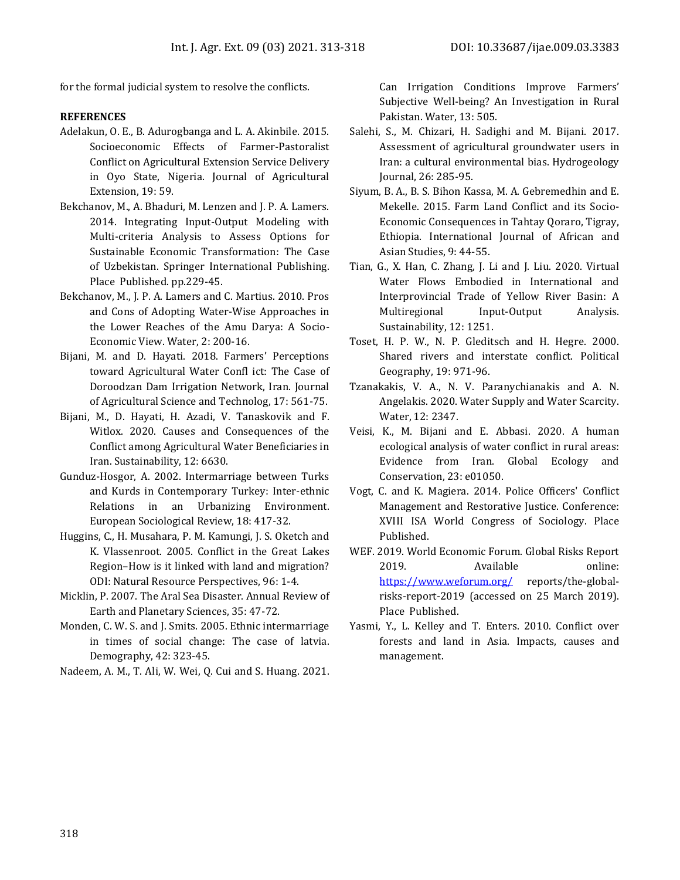for the formal judicial system to resolve the conflicts.

**REFERENCES**

Adelakun, O. E., B. Adurogbanga and L. A. Akinbile. 2015. Socioeconomic Effects of Farmer-Pastoralist Conflict on Agricultural Extension Service Delivery in Oyo State, Nigeria. Journal of Agricultural Extension, 19: 59.

Bekchanov, M., A. Bhaduri, M. Lenzen and J. P. A. Lamers. 2014. Integrating Input-Output Modeling with Multi-criteria Analysis to Assess Options for Sustainable Economic Transformation: The Case of Uzbekistan. Springer International Publishing. Place Published. pp.229-45.

Bekchanov, M., J. P. A. Lamers and C. Martius. 2010. Pros and Cons of Adopting Water-Wise Approaches in the Lower Reaches of the Amu Darya: A Socio-Economic View. Water, 2: 200-16.

Bijani, M. and D. Hayati. 2018. Farmers' Perceptions toward Agricultural Water Confl ict: The Case of Doroodzan Dam Irrigation Network, Iran. Journal of Agricultural Science and Technolog, 17: 561-75.

Bijani, M., D. Hayati, H. Azadi, V. Tanaskovik and F. Witlox. 2020. Causes and Consequences of the Conflict among Agricultural Water Beneficiaries in Iran. Sustainability, 12: 6630.

Gunduz-Hosgor, A. 2002. Intermarriage between Turks and Kurds in Contemporary Turkey: Inter-ethnic Relations in an Urbanizing Environment. European Sociological Review, 18: 417-32.

Huggins, C., H. Musahara, P. M. Kamungi, J. S. Oketch and K. Vlassenroot. 2005. Conflict in the Great Lakes Region–How is it linked with land and migration? ODI: Natural Resource Perspectives, 96: 1-4.

Micklin, P. 2007. The Aral Sea Disaster. Annual Review of Earth and Planetary Sciences, 35: 47-72.

Monden, C. W. S. and J. Smits. 2005. Ethnic intermarriage in times of social change: The case of latvia. Demography, 42: 323-45.

Nadeem, A. M., T. Ali, W. Wei, Q. Cui and S. Huang. 2021. Can Irrigation Conditions Improve Farmers' Subjective Well-being? An Investigation in Rural Pakistan. Water, 13: 505.

Salehi, S., M. Chizari, H. Sadighi and M. Bijani. 2017. Assessment of agricultural groundwater users in Iran: a cultural environmental bias. Hydrogeology Journal, 26: 285-95.

Siyum, B. A., B. S. Bihon Kassa, M. A. Gebremedhin and E. Mekelle. 2015. Farm Land Conflict and its Socio-Economic Consequences in Tahtay Qoraro, Tigray, Ethiopia. International Journal of African and Asian Studies, 9: 44-55.

Tian, G., X. Han, C. Zhang, J. Li and J. Liu. 2020. Virtual Water Flows Embodied in International and Interprovincial Trade of Yellow River Basin: A Multiregional Input-Output Analysis. Sustainability, 12: 1251.

Toset, H. P. W., N. P. Gleditsch and H. Hegre. 2000. Shared rivers and interstate conflict. Political Geography, 19: 971-96.

Tzanakakis, V. A., N. V. Paranychianakis and A. N. Angelakis. 2020. Water Supply and Water Scarcity. Water, 12: 2347.

Veisi, K., M. Bijani and E. Abbasi. 2020. A human ecological analysis of water conflict in rural areas: Evidence from Iran. Global Ecology and Conservation, 23: e01050.

Vogt, C. and K. Magiera. 2014. Police Officers' Conflict Management and Restorative Justice. Conference: XVIII ISA World Congress of Sociology. Place Published.

WEF. 2019. World Economic Forum. Global Risks Report 2019. Available online: https://www.weforum.org/ reports/the-global-risks-report-2019 (accessed on 25 March 2019). Place Published.

Yasmi, Y., L. Kelley and T. Enters. 2010. Conflict over forests and land in Asia. Impacts, causes and management.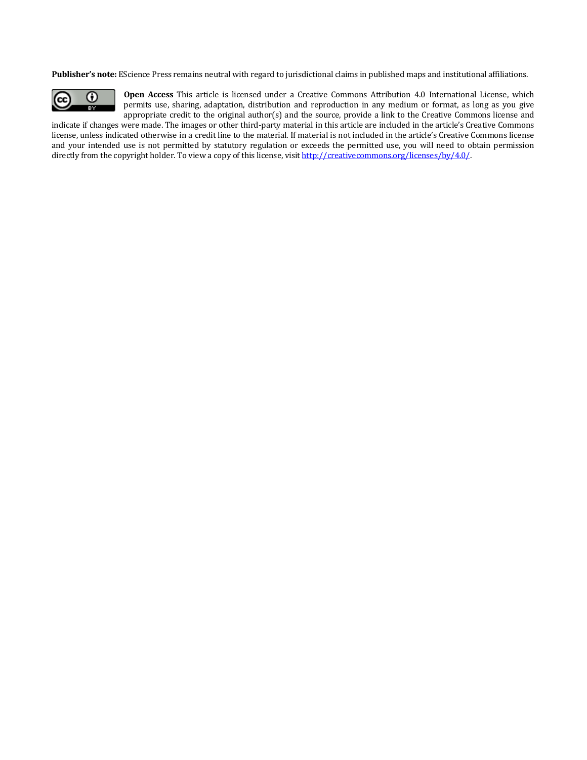**Publisher's note:** EScience Press remains neutral with regard to jurisdictional claims in published maps and institutional affiliations.

**Open Access** This article is licensed under a Creative Commons Attribution 4.0 International License, which permits use, sharing, adaptation, distribution and reproduction in any medium or format, as long as you give appropriate credit to the original author(s) and the source, provide a link to the Creative Commons license and indicate if changes were made. The images or other third-party material in this article are included in the article's Creative Commons license, unless indicated otherwise in a credit line to the material. If material is not included in the article's Creative Commons license and your intended use is not permitted by statutory regulation or exceeds the permitted use, you will need to obtain permission directly from the copyright holder. To view a copy of this license, visit http://creativecommons.org/licenses/by/4.0/.